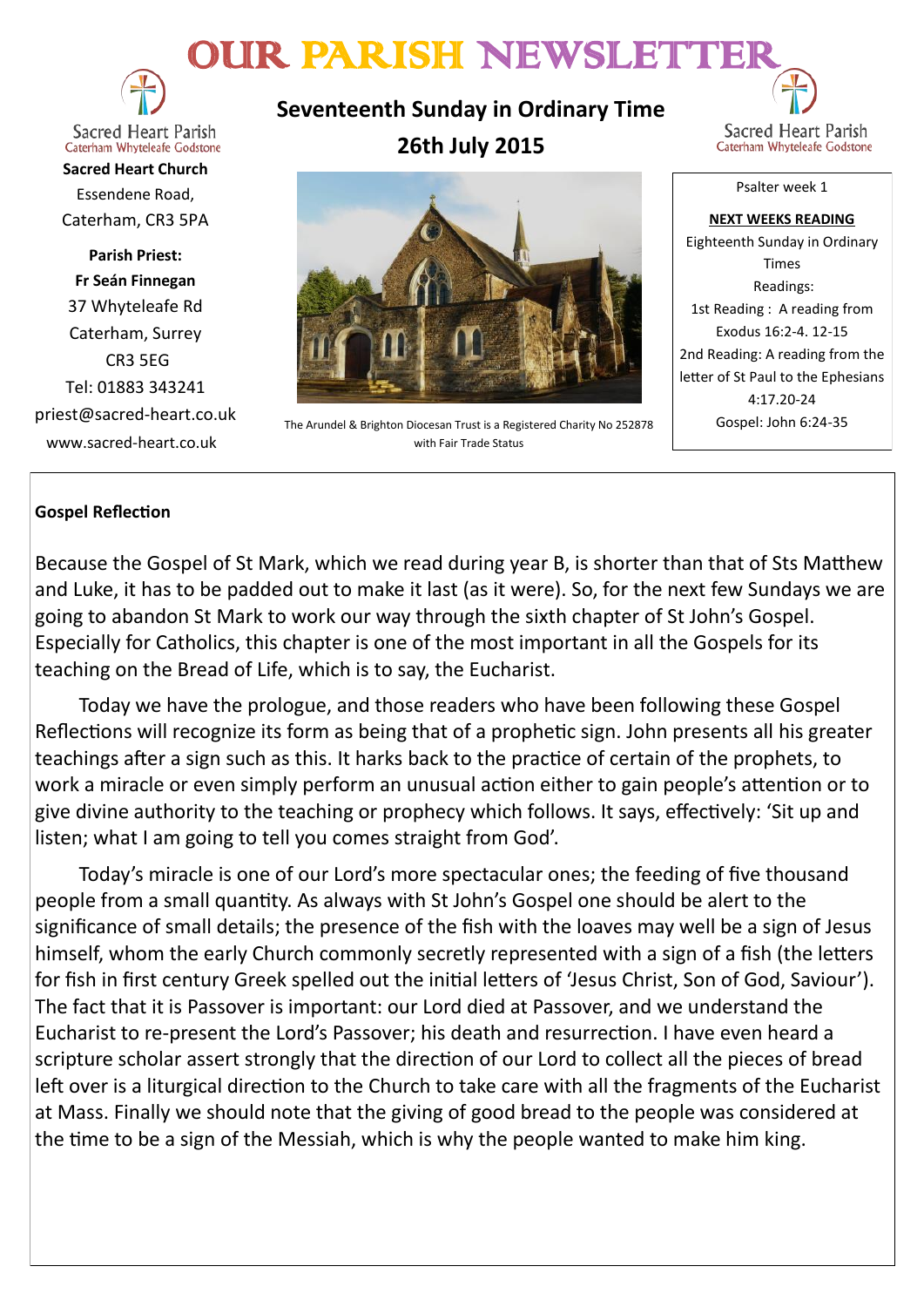# OUR PARISH NEWSLETTER

Sacred Heart Parish
Caterham Whyteleafe Godstone

**Sacred Heart Church**
Essendene Road,
Caterham, CR3 5PA

**Parish Priest:**
**Fr Seán Finnegan**
37 Whyteleafe Rd
Caterham, Surrey
CR3 5EG
Tel: 01883 343241
priest@sacred-heart.co.uk
www.sacred-heart.co.uk

## Seventeenth Sunday in Ordinary Time
## 26th July 2015

The Arundel & Brighton Diocesan Trust is a Registered Charity No 252878 with Fair Trade Status

Sacred Heart Parish
Caterham Whyteleafe Godstone

Psalter week 1

**NEXT WEEKS READING**
Eighteenth Sunday in Ordinary Times
Readings:
1st Reading : A reading from Exodus 16:2-4. 12-15
2nd Reading: A reading from the letter of St Paul to the Ephesians 4:17.20-24
Gospel: John 6:24-35

**Gospel Reflection**

Because the Gospel of St Mark, which we read during year B, is shorter than that of Sts Matthew and Luke, it has to be padded out to make it last (as it were). So, for the next few Sundays we are going to abandon St Mark to work our way through the sixth chapter of St John's Gospel. Especially for Catholics, this chapter is one of the most important in all the Gospels for its teaching on the Bread of Life, which is to say, the Eucharist.

Today we have the prologue, and those readers who have been following these Gospel Reflections will recognize its form as being that of a prophetic sign. John presents all his greater teachings after a sign such as this. It harks back to the practice of certain of the prophets, to work a miracle or even simply perform an unusual action either to gain people's attention or to give divine authority to the teaching or prophecy which follows. It says, effectively: 'Sit up and listen; what I am going to tell you comes straight from God'.

Today's miracle is one of our Lord's more spectacular ones; the feeding of five thousand people from a small quantity. As always with St John's Gospel one should be alert to the significance of small details; the presence of the fish with the loaves may well be a sign of Jesus himself, whom the early Church commonly secretly represented with a sign of a fish (the letters for fish in first century Greek spelled out the initial letters of 'Jesus Christ, Son of God, Saviour'). The fact that it is Passover is important: our Lord died at Passover, and we understand the Eucharist to re-present the Lord's Passover; his death and resurrection. I have even heard a scripture scholar assert strongly that the direction of our Lord to collect all the pieces of bread left over is a liturgical direction to the Church to take care with all the fragments of the Eucharist at Mass. Finally we should note that the giving of good bread to the people was considered at the time to be a sign of the Messiah, which is why the people wanted to make him king.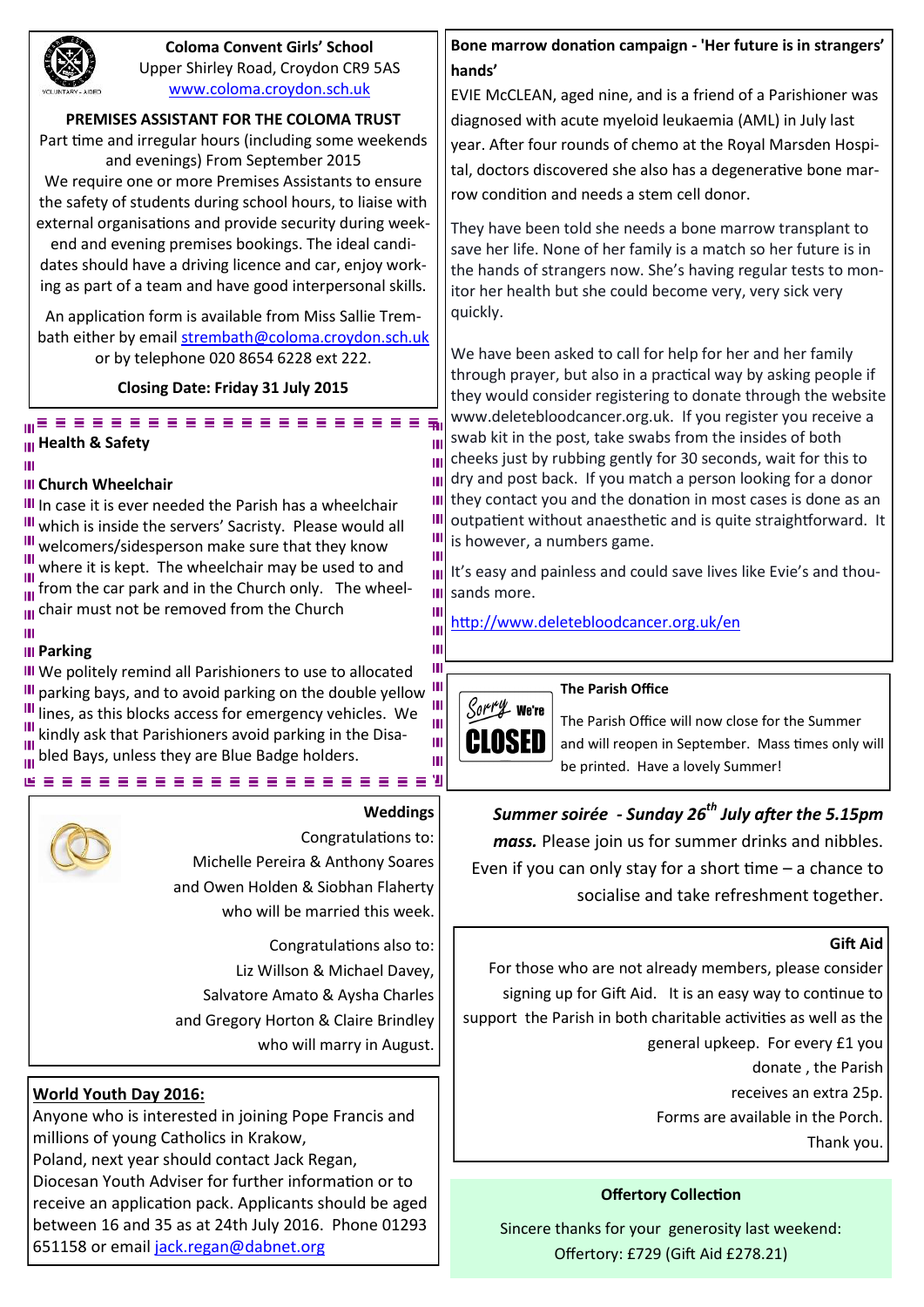**Coloma Convent Girls' School**
Upper Shirley Road, Croydon CR9 5AS
www.coloma.croydon.sch.uk

**PREMISES ASSISTANT FOR THE COLOMA TRUST**

Part time and irregular hours (including some weekends and evenings) From September 2015

We require one or more Premises Assistants to ensure the safety of students during school hours, to liaise with external organisations and provide security during weekend and evening premises bookings. The ideal candidates should have a driving licence and car, enjoy working as part of a team and have good interpersonal skills.

An application form is available from Miss Sallie Trembath either by email strembath@coloma.croydon.sch.uk or by telephone 020 8654 6228 ext 222.

**Closing Date: Friday 31 July 2015**

## Health & Safety

**Church Wheelchair**

In case it is ever needed the Parish has a wheelchair which is inside the servers' Sacristy. Please would all welcomers/sidesperson make sure that they know where it is kept. The wheelchair may be used to and from the car park and in the Church only. The wheelchair must not be removed from the Church

**Parking**

We politely remind all Parishioners to use to allocated parking bays, and to avoid parking on the double yellow lines, as this blocks access for emergency vehicles. We kindly ask that Parishioners avoid parking in the Disabled Bays, unless they are Blue Badge holders.

## Weddings

Congratulations to:
Michelle Pereira & Anthony Soares
and Owen Holden & Siobhan Flaherty
who will be married this week.

Congratulations also to:
Liz Willson & Michael Davey,
Salvatore Amato & Aysha Charles
and Gregory Horton & Claire Brindley
who will marry in August.

## World Youth Day 2016:

Anyone who is interested in joining Pope Francis and millions of young Catholics in Krakow, Poland, next year should contact Jack Regan, Diocesan Youth Adviser for further information or to receive an application pack. Applicants should be aged between 16 and 35 as at 24th July 2016. Phone 01293 651158 or email jack.regan@dabnet.org

## Bone marrow donation campaign - 'Her future is in strangers' hands'

EVIE McCLEAN, aged nine, and is a friend of a Parishioner was diagnosed with acute myeloid leukaemia (AML) in July last year. After four rounds of chemo at the Royal Marsden Hospital, doctors discovered she also has a degenerative bone marrow condition and needs a stem cell donor.

They have been told she needs a bone marrow transplant to save her life. None of her family is a match so her future is in the hands of strangers now. She's having regular tests to monitor her health but she could become very, very sick very quickly.

We have been asked to call for help for her and her family through prayer, but also in a practical way by asking people if they would consider registering to donate through the website www.deletebloodcancer.org.uk. If you register you receive a swab kit in the post, take swabs from the insides of both cheeks just by rubbing gently for 30 seconds, wait for this to dry and post back. If you match a person looking for a donor they contact you and the donation in most cases is done as an outpatient without anaesthetic and is quite straightforward. It is however, a numbers game.

It's easy and painless and could save lives like Evie's and thousands more.

http://www.deletebloodcancer.org.uk/en

## The Parish Office

Sorry We're CLOSED

The Parish Office will now close for the Summer and will reopen in September. Mass times only will be printed. Have a lovely Summer!

***Summer soirée - Sunday 26th July after the 5.15pm mass.*** Please join us for summer drinks and nibbles. Even if you can only stay for a short time – a chance to socialise and take refreshment together.

## Gift Aid

For those who are not already members, please consider signing up for Gift Aid. It is an easy way to continue to support the Parish in both charitable activities as well as the general upkeep. For every £1 you donate , the Parish receives an extra 25p. Forms are available in the Porch. Thank you.

## Offertory Collection

Sincere thanks for your generosity last weekend:
Offertory: £729 (Gift Aid £278.21)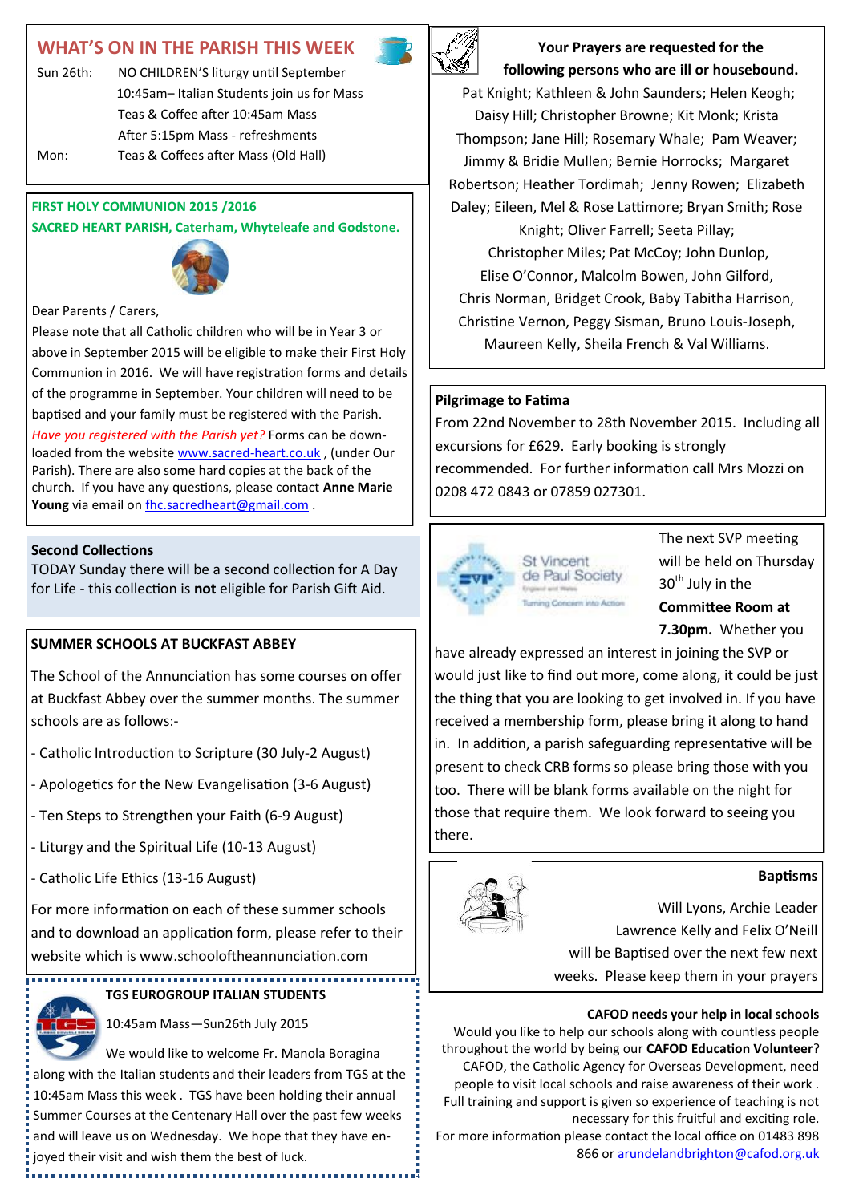## WHAT'S ON IN THE PARISH THIS WEEK

Sun 26th: NO CHILDREN'S liturgy until September
10:45am– Italian Students join us for Mass
Teas & Coffee after 10:45am Mass
After 5:15pm Mass - refreshments

Mon: Teas & Coffees after Mass (Old Hall)

### FIRST HOLY COMMUNION 2015 /2016
### SACRED HEART PARISH, Caterham, Whyteleafe and Godstone.

Dear Parents / Carers,

Please note that all Catholic children who will be in Year 3 or above in September 2015 will be eligible to make their First Holy Communion in 2016. We will have registration forms and details of the programme in September. Your children will need to be baptised and your family must be registered with the Parish. *Have you registered with the Parish yet?* Forms can be downloaded from the website www.sacred-heart.co.uk , (under Our Parish). There are also some hard copies at the back of the church. If you have any questions, please contact **Anne Marie Young** via email on fhc.sacredheart@gmail.com .

### Second Collections

TODAY Sunday there will be a second collection for A Day for Life - this collection is **not** eligible for Parish Gift Aid.

### SUMMER SCHOOLS AT BUCKFAST ABBEY

The School of the Annunciation has some courses on offer at Buckfast Abbey over the summer months. The summer schools are as follows:-

- Catholic Introduction to Scripture (30 July-2 August)
- Apologetics for the New Evangelisation (3-6 August)
- Ten Steps to Strengthen your Faith (6-9 August)
- Liturgy and the Spiritual Life (10-13 August)
- Catholic Life Ethics (13-16 August)

For more information on each of these summer schools and to download an application form, please refer to their website which is www.schooloftheannunciation.com

### TGS EUROGROUP ITALIAN STUDENTS

10:45am Mass—Sun26th July 2015

We would like to welcome Fr. Manola Boragina along with the Italian students and their leaders from TGS at the 10:45am Mass this week . TGS have been holding their annual Summer Courses at the Centenary Hall over the past few weeks and will leave us on Wednesday. We hope that they have enjoyed their visit and wish them the best of luck.

### Your Prayers are requested for the following persons who are ill or housebound.

Pat Knight; Kathleen & John Saunders; Helen Keogh; Daisy Hill; Christopher Browne; Kit Monk; Krista Thompson; Jane Hill; Rosemary Whale; Pam Weaver; Jimmy & Bridie Mullen; Bernie Horrocks; Margaret Robertson; Heather Tordimah; Jenny Rowen; Elizabeth Daley; Eileen, Mel & Rose Lattimore; Bryan Smith; Rose Knight; Oliver Farrell; Seeta Pillay; Christopher Miles; Pat McCoy; John Dunlop, Elise O'Connor, Malcolm Bowen, John Gilford, Chris Norman, Bridget Crook, Baby Tabitha Harrison, Christine Vernon, Peggy Sisman, Bruno Louis-Joseph, Maureen Kelly, Sheila French & Val Williams.

### Pilgrimage to Fatima

From 22nd November to 28th November 2015. Including all excursions for £629. Early booking is strongly recommended. For further information call Mrs Mozzi on 0208 472 0843 or 07859 027301.

St Vincent de Paul Society — Turning Concern into Action

The next SVP meeting will be held on Thursday 30th July in the **Committee Room at 7.30pm.** Whether you have already expressed an interest in joining the SVP or would just like to find out more, come along, it could be just the thing that you are looking to get involved in. If you have received a membership form, please bring it along to hand in. In addition, a parish safeguarding representative will be present to check CRB forms so please bring those with you too. There will be blank forms available on the night for those that require them. We look forward to seeing you there.

### Baptisms

Will Lyons, Archie Leader
Lawrence Kelly and Felix O'Neill
will be Baptised over the next few next weeks. Please keep them in your prayers

### CAFOD needs your help in local schools

Would you like to help our schools along with countless people throughout the world by being our **CAFOD Education Volunteer**? CAFOD, the Catholic Agency for Overseas Development, need people to visit local schools and raise awareness of their work . Full training and support is given so experience of teaching is not necessary for this fruitful and exciting role.

For more information please contact the local office on 01483 898 866 or arundelandbrighton@cafod.org.uk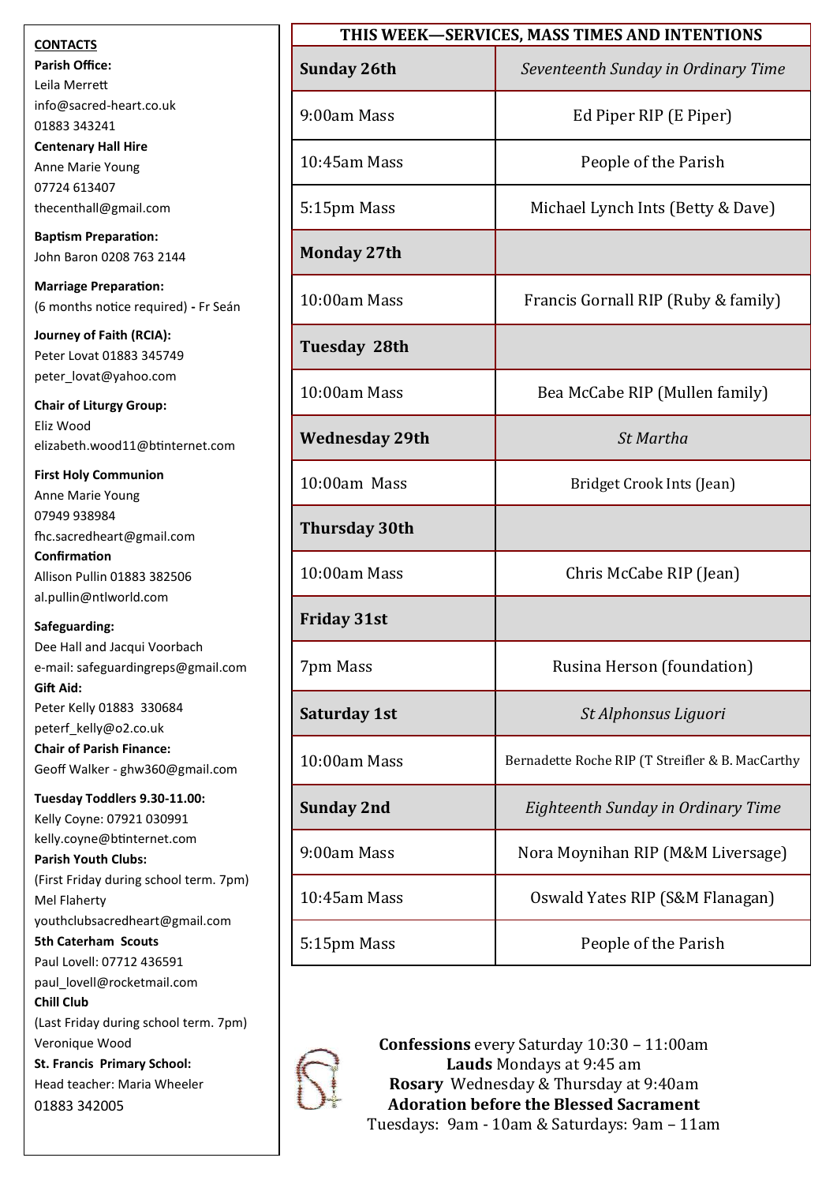**CONTACTS**

**Parish Office:**
Leila Merrett
info@sacred-heart.co.uk
01883 343241

**Centenary Hall Hire**
Anne Marie Young
07724 613407
thecenthall@gmail.com

**Baptism Preparation:**
John Baron 0208 763 2144

**Marriage Preparation:**
(6 months notice required) **-** Fr Seán

**Journey of Faith (RCIA):**
Peter Lovat 01883 345749
peter_lovat@yahoo.com

**Chair of Liturgy Group:**
Eliz Wood
elizabeth.wood11@btinternet.com

**First Holy Communion**
Anne Marie Young
07949 938984
fhc.sacredheart@gmail.com

**Confirmation**
Allison Pullin 01883 382506
al.pullin@ntlworld.com

**Safeguarding:**
Dee Hall and Jacqui Voorbach
e-mail: safeguardingreps@gmail.com

**Gift Aid:**
Peter Kelly 01883 330684
peterf_kelly@o2.co.uk

**Chair of Parish Finance:**
Geoff Walker - ghw360@gmail.com

**Tuesday Toddlers 9.30-11.00:**
Kelly Coyne: 07921 030991
kelly.coyne@btinternet.com

**Parish Youth Clubs:**
(First Friday during school term. 7pm)
Mel Flaherty
youthclubsacredheart@gmail.com

**5th Caterham Scouts**
Paul Lovell: 07712 436591
paul_lovell@rocketmail.com

**Chill Club**
(Last Friday during school term. 7pm)
Veronique Wood

**St. Francis Primary School:**
Head teacher: Maria Wheeler
01883 342005

| THIS WEEK—SERVICES, MASS TIMES AND INTENTIONS | |
|---|---|
| **Sunday 26th** | *Seventeenth Sunday in Ordinary Time* |
| 9:00am Mass | Ed Piper RIP (E Piper) |
| 10:45am Mass | People of the Parish |
| 5:15pm Mass | Michael Lynch Ints (Betty & Dave) |
| **Monday 27th** | |
| 10:00am Mass | Francis Gornall RIP (Ruby & family) |
| **Tuesday 28th** | |
| 10:00am Mass | Bea McCabe RIP (Mullen family) |
| **Wednesday 29th** | *St Martha* |
| 10:00am Mass | Bridget Crook Ints (Jean) |
| **Thursday 30th** | |
| 10:00am Mass | Chris McCabe RIP (Jean) |
| **Friday 31st** | |
| 7pm Mass | Rusina Herson (foundation) |
| **Saturday 1st** | *St Alphonsus Liguori* |
| 10:00am Mass | Bernadette Roche RIP (T Streifler & B. MacCarthy |
| **Sunday 2nd** | *Eighteenth Sunday in Ordinary Time* |
| 9:00am Mass | Nora Moynihan RIP (M&M Liversage) |
| 10:45am Mass | Oswald Yates RIP (S&M Flanagan) |
| 5:15pm Mass | People of the Parish |

**Confessions** every Saturday 10:30 – 11:00am
**Lauds** Mondays at 9:45 am
**Rosary** Wednesday & Thursday at 9:40am
**Adoration before the Blessed Sacrament**
Tuesdays: 9am - 10am & Saturdays: 9am – 11am